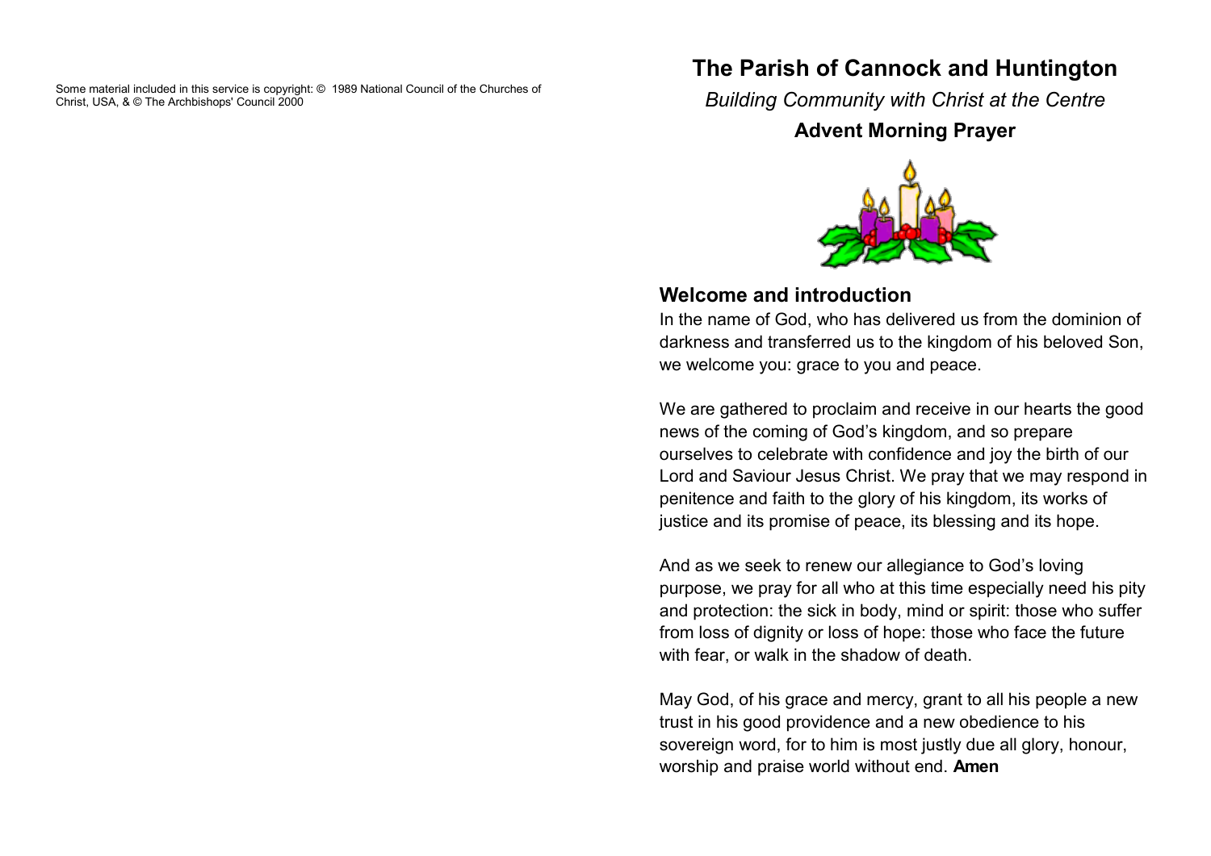Some material included in this service is copyright: © 1989 National Council of the Churches of Christ, USA, & © The Archbishops' Council 2000

# The Parish of Cannock and Huntington

*Building Community with Christ at the Centre*

**Advent Morning Prayer**

## Welcome and introduction

In the name of God, who has delivered us from the dominion of darkness and transferred us to the kingdom of his beloved Son, we welcome you: grace to you and peace.

We are gathered to proclaim and receive in our hearts the good news of the coming of God's kingdom, and so prepare ourselves to celebrate with confidence and joy the birth of our Lord and Saviour Jesus Christ. We pray that we may respond in penitence and faith to the glory of his kingdom, its works of justice and its promise of peace, its blessing and its hope.

And as we seek to renew our allegiance to God's loving purpose, we pray for all who at this time especially need his pity and protection: the sick in body, mind or spirit: those who suffer from loss of dignity or loss of hope: those who face the future with fear, or walk in the shadow of death.

May God, of his grace and mercy, grant to all his people a new trust in his good providence and a new obedience to his sovereign word, for to him is most justly due all glory, honour, worship and praise world without end. **Amen**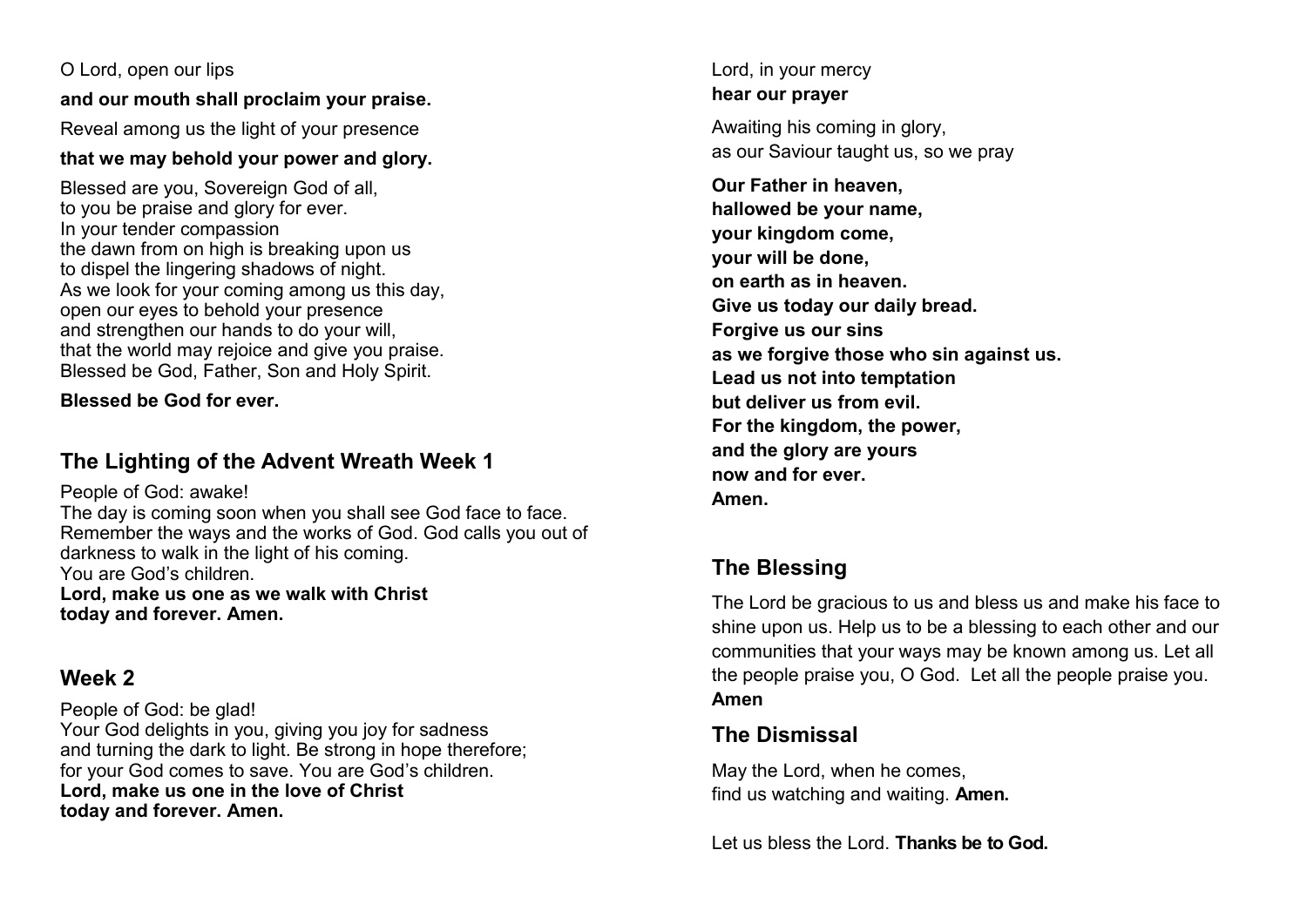O Lord, open our lips

**and our mouth shall proclaim your praise.**

Reveal among us the light of your presence

**that we may behold your power and glory.**

Blessed are you, Sovereign God of all,
to you be praise and glory for ever.
In your tender compassion
the dawn from on high is breaking upon us
to dispel the lingering shadows of night.
As we look for your coming among us this day,
open our eyes to behold your presence
and strengthen our hands to do your will,
that the world may rejoice and give you praise.
Blessed be God, Father, Son and Holy Spirit.

**Blessed be God for ever.**

## The Lighting of the Advent Wreath Week 1

People of God: awake!
The day is coming soon when you shall see God face to face.
Remember the ways and the works of God. God calls you out of darkness to walk in the light of his coming.
You are God's children.
**Lord, make us one as we walk with Christ**
**today and forever. Amen.**

## Week 2

People of God: be glad!
Your God delights in you, giving you joy for sadness
and turning the dark to light. Be strong in hope therefore;
for your God comes to save. You are God's children.
**Lord, make us one in the love of Christ**
**today and forever. Amen.**

Lord, in your mercy
**hear our prayer**

Awaiting his coming in glory,
as our Saviour taught us, so we pray

**Our Father in heaven,**
**hallowed be your name,**
**your kingdom come,**
**your will be done,**
**on earth as in heaven.**
**Give us today our daily bread.**
**Forgive us our sins**
**as we forgive those who sin against us.**
**Lead us not into temptation**
**but deliver us from evil.**
**For the kingdom, the power,**
**and the glory are yours**
**now and for ever.**
**Amen.**

## The Blessing

The Lord be gracious to us and bless us and make his face to shine upon us. Help us to be a blessing to each other and our communities that your ways may be known among us. Let all the people praise you, O God. Let all the people praise you.
**Amen**

## The Dismissal

May the Lord, when he comes,
find us watching and waiting. **Amen.**

Let us bless the Lord. **Thanks be to God.**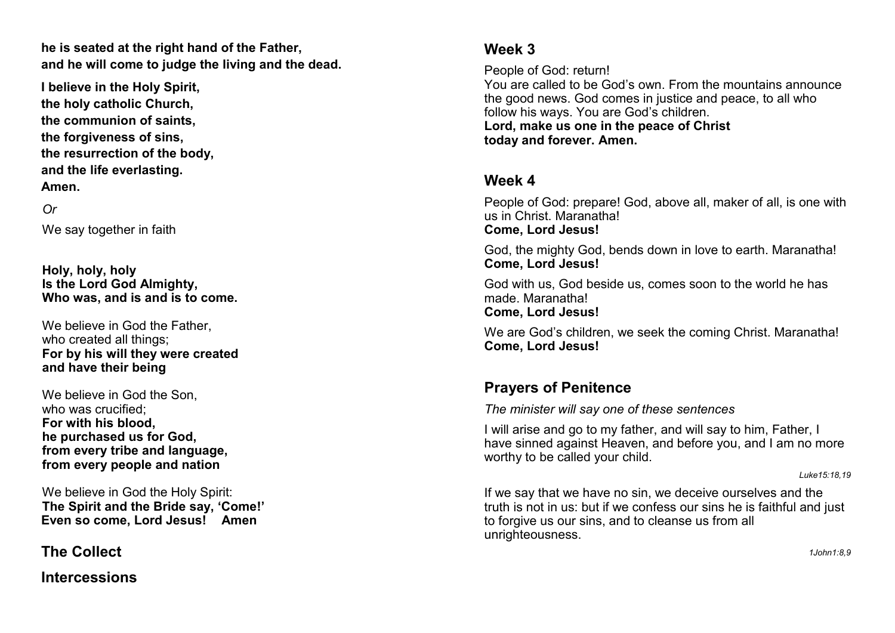**he is seated at the right hand of the Father,**
**and he will come to judge the living and the dead.**

**I believe in the Holy Spirit,**
**the holy catholic Church,**
**the communion of saints,**
**the forgiveness of sins,**
**the resurrection of the body,**
**and the life everlasting.**
**Amen.**

*Or*

We say together in faith

**Holy, holy, holy**
**Is the Lord God Almighty,**
**Who was, and is and is to come.**

We believe in God the Father,
who created all things;
**For by his will they were created**
**and have their being**

We believe in God the Son,
who was crucified;
**For with his blood,**
**he purchased us for God,**
**from every tribe and language,**
**from every people and nation**

We believe in God the Holy Spirit:
**The Spirit and the Bride say, 'Come!'**
**Even so come, Lord Jesus! Amen**

## The Collect

## Intercessions

## Week 3

People of God: return!
You are called to be God's own. From the mountains announce the good news. God comes in justice and peace, to all who follow his ways. You are God's children.
**Lord, make us one in the peace of Christ**
**today and forever. Amen.**

## Week 4

People of God: prepare! God, above all, maker of all, is one with us in Christ. Maranatha!
**Come, Lord Jesus!**

God, the mighty God, bends down in love to earth. Maranatha!
**Come, Lord Jesus!**

God with us, God beside us, comes soon to the world he has made. Maranatha!
**Come, Lord Jesus!**

We are God's children, we seek the coming Christ. Maranatha!
**Come, Lord Jesus!**

## Prayers of Penitence

*The minister will say one of these sentences*

I will arise and go to my father, and will say to him, Father, I have sinned against Heaven, and before you, and I am no more worthy to be called your child.

*Luke15:18,19*

If we say that we have no sin, we deceive ourselves and the truth is not in us: but if we confess our sins he is faithful and just to forgive us our sins, and to cleanse us from all unrighteousness.

*1John1:8,9*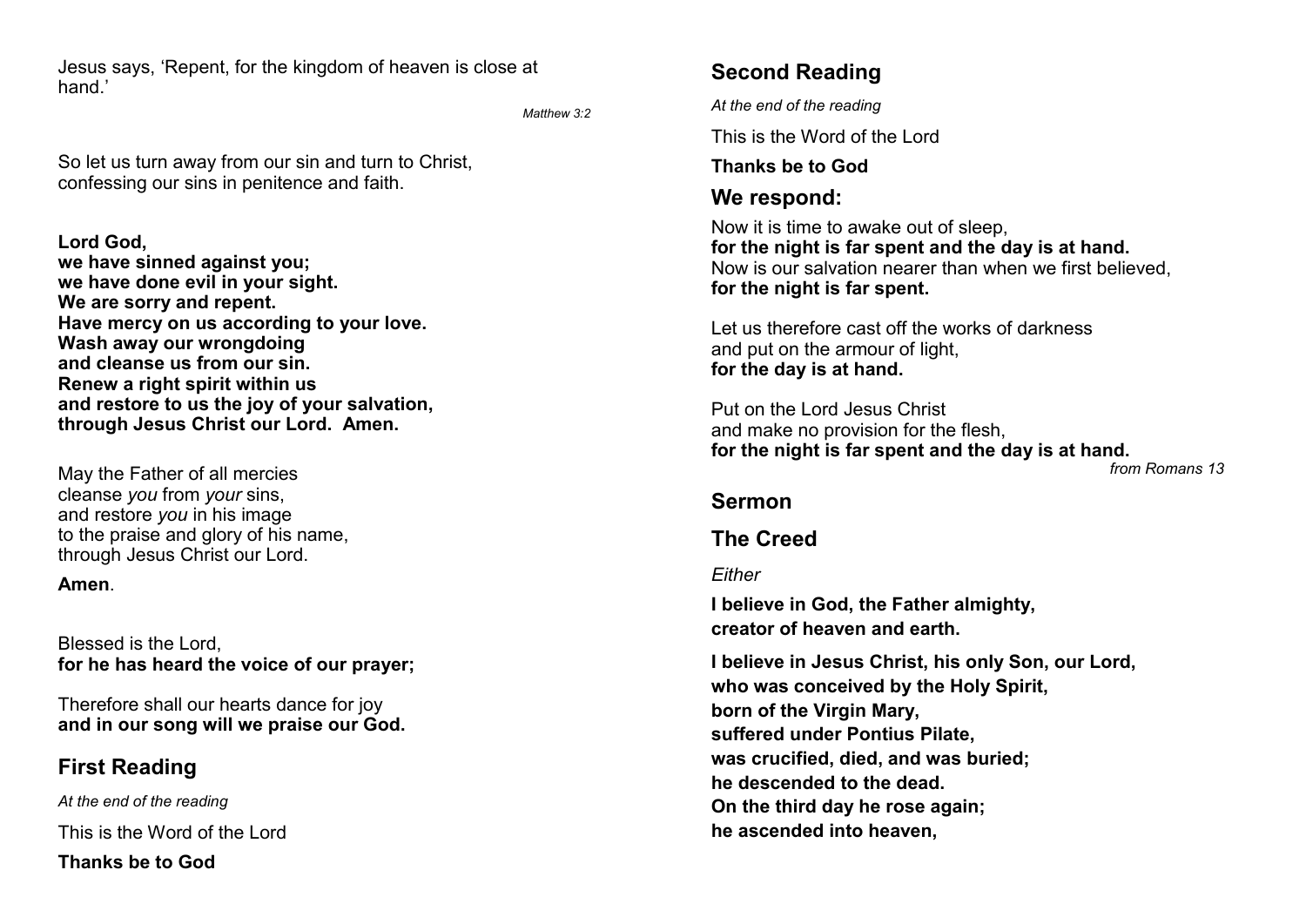Jesus says, 'Repent, for the kingdom of heaven is close at hand.'

*Matthew 3:2*

So let us turn away from our sin and turn to Christ, confessing our sins in penitence and faith.

**Lord God,**
**we have sinned against you;**
**we have done evil in your sight.**
**We are sorry and repent.**
**Have mercy on us according to your love.**
**Wash away our wrongdoing**
**and cleanse us from our sin.**
**Renew a right spirit within us**
**and restore to us the joy of your salvation,**
**through Jesus Christ our Lord. Amen.**

May the Father of all mercies
cleanse *you* from *your* sins,
and restore *you* in his image
to the praise and glory of his name,
through Jesus Christ our Lord.

**Amen**.

Blessed is the Lord,
**for he has heard the voice of our prayer;**

Therefore shall our hearts dance for joy
**and in our song will we praise our God.**

## First Reading

*At the end of the reading*

This is the Word of the Lord

**Thanks be to God**

## Second Reading

*At the end of the reading*

This is the Word of the Lord

**Thanks be to God**

## We respond:

Now it is time to awake out of sleep,
**for the night is far spent and the day is at hand.**
Now is our salvation nearer than when we first believed,
**for the night is far spent.**

Let us therefore cast off the works of darkness
and put on the armour of light,
**for the day is at hand.**

Put on the Lord Jesus Christ
and make no provision for the flesh,
**for the night is far spent and the day is at hand.**

*from Romans 13*

## Sermon

## The Creed

*Either*

**I believe in God, the Father almighty,**
**creator of heaven and earth.**

**I believe in Jesus Christ, his only Son, our Lord,**
**who was conceived by the Holy Spirit,**
**born of the Virgin Mary,**
**suffered under Pontius Pilate,**
**was crucified, died, and was buried;**
**he descended to the dead.**
**On the third day he rose again;**
**he ascended into heaven,**